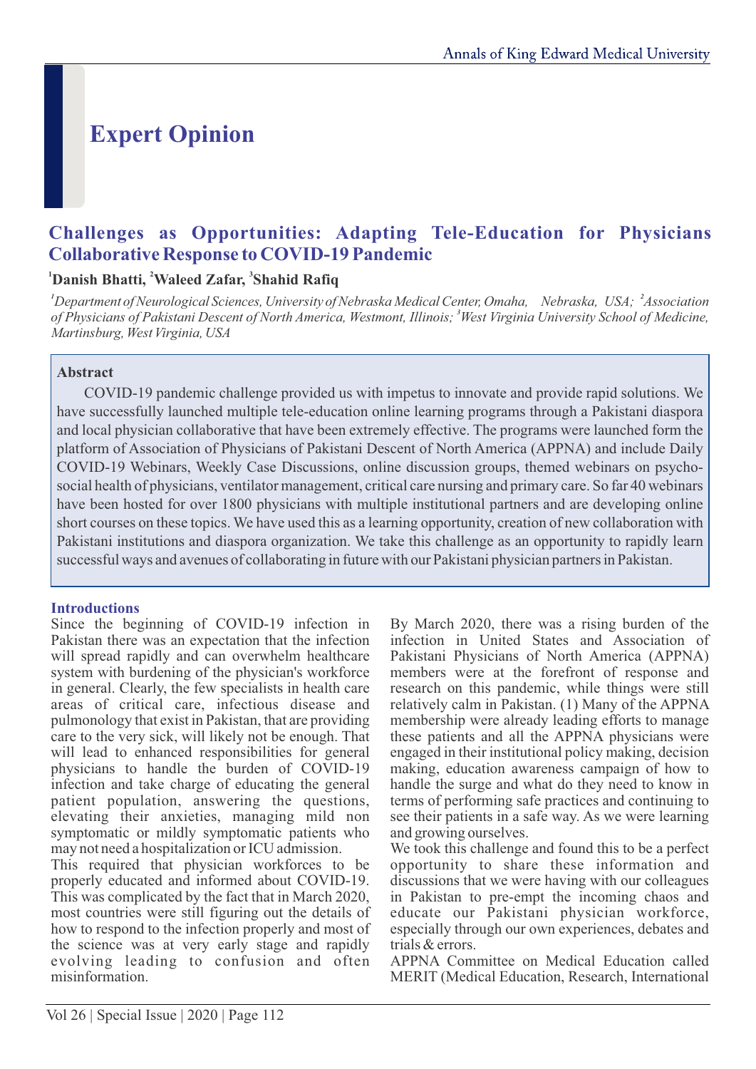# Expert Opinion

## Challenges as Opportunities: Adapting Tele-Education for Physicians Collaborative Response to COVID-19 Pandemic

[1]Danish Bhatti, [2]Waleed Zafar, [3]Shahid Rafiq

*[1]Department of Neurological Sciences, University of Nebraska Medical Center, Omaha, Nebraska, USA; [2]Association of Physicians of Pakistani Descent of North America, Westmont, Illinois; [3]West Virginia University School of Medicine, Martinsburg, West Virginia, USA*

**Abstract**

COVID-19 pandemic challenge provided us with impetus to innovate and provide rapid solutions. We have successfully launched multiple tele-education online learning programs through a Pakistani diaspora and local physician collaborative that have been extremely effective. The programs were launched form the platform of Association of Physicians of Pakistani Descent of North America (APPNA) and include Daily COVID-19 Webinars, Weekly Case Discussions, online discussion groups, themed webinars on psycho-social health of physicians, ventilator management, critical care nursing and primary care. So far 40 webinars have been hosted for over 1800 physicians with multiple institutional partners and are developing online short courses on these topics. We have used this as a learning opportunity, creation of new collaboration with Pakistani institutions and diaspora organization. We take this challenge as an opportunity to rapidly learn successful ways and avenues of collaborating in future with our Pakistani physician partners in Pakistan.

### Introductions

Since the beginning of COVID-19 infection in Pakistan there was an expectation that the infection will spread rapidly and can overwhelm healthcare system with burdening of the physician's workforce in general. Clearly, the few specialists in health care areas of critical care, infectious disease and pulmonology that exist in Pakistan, that are providing care to the very sick, will likely not be enough. That will lead to enhanced responsibilities for general physicians to handle the burden of COVID-19 infection and take charge of educating the general patient population, answering the questions, elevating their anxieties, managing mild non symptomatic or mildly symptomatic patients who may not need a hospitalization or ICU admission.

This required that physician workforces to be properly educated and informed about COVID-19. This was complicated by the fact that in March 2020, most countries were still figuring out the details of how to respond to the infection properly and most of the science was at very early stage and rapidly evolving leading to confusion and often misinformation.

By March 2020, there was a rising burden of the infection in United States and Association of Pakistani Physicians of North America (APPNA) members were at the forefront of response and research on this pandemic, while things were still relatively calm in Pakistan. (1) Many of the APPNA membership were already leading efforts to manage these patients and all the APPNA physicians were engaged in their institutional policy making, decision making, education awareness campaign of how to handle the surge and what do they need to know in terms of performing safe practices and continuing to see their patients in a safe way. As we were learning and growing ourselves.

We took this challenge and found this to be a perfect opportunity to share these information and discussions that we were having with our colleagues in Pakistan to pre-empt the incoming chaos and educate our Pakistani physician workforce, especially through our own experiences, debates and trials & errors.

APPNA Committee on Medical Education called MERIT (Medical Education, Research, International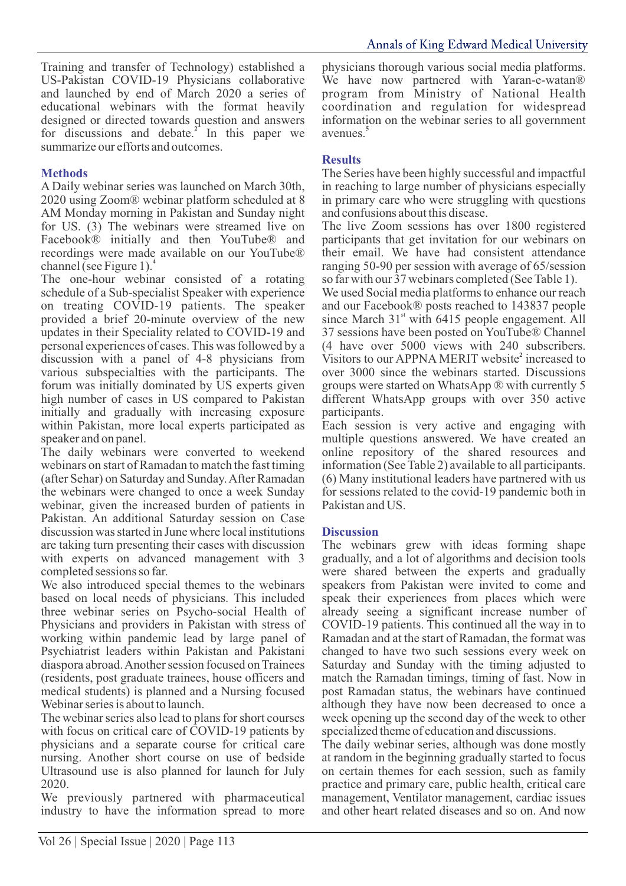Training and transfer of Technology) established a US-Pakistan COVID-19 Physicians collaborative and launched by end of March 2020 a series of educational webinars with the format heavily designed or directed towards question and answers for discussions and debate.[2] In this paper we summarize our efforts and outcomes.

## Methods

A Daily webinar series was launched on March 30th, 2020 using Zoom® webinar platform scheduled at 8 AM Monday morning in Pakistan and Sunday night for US. (3) The webinars were streamed live on Facebook® initially and then YouTube® and recordings were made available on our YouTube® channel (see Figure 1).[4]

The one-hour webinar consisted of a rotating schedule of a Sub-specialist Speaker with experience on treating COVID-19 patients. The speaker provided a brief 20-minute overview of the new updates in their Speciality related to COVID-19 and personal experiences of cases. This was followed by a discussion with a panel of 4-8 physicians from various subspecialties with the participants. The forum was initially dominated by US experts given high number of cases in US compared to Pakistan initially and gradually with increasing exposure within Pakistan, more local experts participated as speaker and on panel.

The daily webinars were converted to weekend webinars on start of Ramadan to match the fast timing (after Sehar) on Saturday and Sunday. After Ramadan the webinars were changed to once a week Sunday webinar, given the increased burden of patients in Pakistan. An additional Saturday session on Case discussion was started in June where local institutions are taking turn presenting their cases with discussion with experts on advanced management with 3 completed sessions so far.

We also introduced special themes to the webinars based on local needs of physicians. This included three webinar series on Psycho-social Health of Physicians and providers in Pakistan with stress of working within pandemic lead by large panel of Psychiatrist leaders within Pakistan and Pakistani diaspora abroad. Another session focused on Trainees (residents, post graduate trainees, house officers and medical students) is planned and a Nursing focused Webinar series is about to launch.

The webinar series also lead to plans for short courses with focus on critical care of COVID-19 patients by physicians and a separate course for critical care nursing. Another short course on use of bedside Ultrasound use is also planned for launch for July 2020.

We previously partnered with pharmaceutical industry to have the information spread to more physicians thorough various social media platforms. We have now partnered with Yaran-e-watan® program from Ministry of National Health coordination and regulation for widespread information on the webinar series to all government avenues.[5]

## Results

The Series have been highly successful and impactful in reaching to large number of physicians especially in primary care who were struggling with questions and confusions about this disease.

The live Zoom sessions has over 1800 registered participants that get invitation for our webinars on their email. We have had consistent attendance ranging 50-90 per session with average of 65/session so far with our 37 webinars completed (See Table 1).

We used Social media platforms to enhance our reach and our Facebook® posts reached to 143837 people since March 31st with 6415 people engagement. All 37 sessions have been posted on YouTube® Channel (4 have over 5000 views with 240 subscribers. Visitors to our APPNA MERIT website[2] increased to over 3000 since the webinars started. Discussions groups were started on WhatsApp ® with currently 5 different WhatsApp groups with over 350 active participants.

Each session is very active and engaging with multiple questions answered. We have created an online repository of the shared resources and information (See Table 2) available to all participants. (6) Many institutional leaders have partnered with us for sessions related to the covid-19 pandemic both in Pakistan and US.

## Discussion

The webinars grew with ideas forming shape gradually, and a lot of algorithms and decision tools were shared between the experts and gradually speakers from Pakistan were invited to come and speak their experiences from places which were already seeing a significant increase number of COVID-19 patients. This continued all the way in to Ramadan and at the start of Ramadan, the format was changed to have two such sessions every week on Saturday and Sunday with the timing adjusted to match the Ramadan timings, timing of fast. Now in post Ramadan status, the webinars have continued although they have now been decreased to once a week opening up the second day of the week to other specialized theme of education and discussions.

The daily webinar series, although was done mostly at random in the beginning gradually started to focus on certain themes for each session, such as family practice and primary care, public health, critical care management, Ventilator management, cardiac issues and other heart related diseases and so on. And now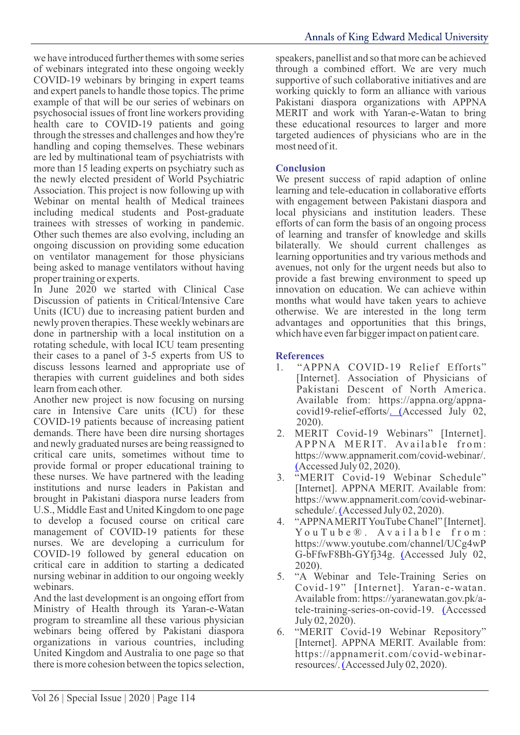we have introduced further themes with some series of webinars integrated into these ongoing weekly COVID-19 webinars by bringing in expert teams and expert panels to handle those topics. The prime example of that will be our series of webinars on psychosocial issues of front line workers providing health care to COVID-19 patients and going through the stresses and challenges and how they're handling and coping themselves. These webinars are led by multinational team of psychiatrists with more than 15 leading experts on psychiatry such as the newly elected president of World Psychiatric Association. This project is now following up with Webinar on mental health of Medical trainees including medical students and Post-graduate trainees with stresses of working in pandemic. Other such themes are also evolving, including an ongoing discussion on providing some education on ventilator management for those physicians being asked to manage ventilators without having proper training or experts.

In June 2020 we started with Clinical Case Discussion of patients in Critical/Intensive Care Units (ICU) due to increasing patient burden and newly proven therapies. These weekly webinars are done in partnership with a local institution on a rotating schedule, with local ICU team presenting their cases to a panel of 3-5 experts from US to discuss lessons learned and appropriate use of therapies with current guidelines and both sides learn from each other.

Another new project is now focusing on nursing care in Intensive Care units (ICU) for these COVID-19 patients because of increasing patient demands. There have been dire nursing shortages and newly graduated nurses are being reassigned to critical care units, sometimes without time to provide formal or proper educational training to these nurses. We have partnered with the leading institutions and nurse leaders in Pakistan and brought in Pakistani diaspora nurse leaders from U.S., Middle East and United Kingdom to one page to develop a focused course on critical care management of COVID-19 patients for these nurses. We are developing a curriculum for COVID-19 followed by general education on critical care in addition to starting a dedicated nursing webinar in addition to our ongoing weekly webinars.

And the last development is an ongoing effort from Ministry of Health through its Yaran-e-Watan program to streamline all these various physician webinars being offered by Pakistani diaspora organizations in various countries, including United Kingdom and Australia to one page so that there is more cohesion between the topics selection, speakers, panellist and so that more can be achieved through a combined effort. We are very much supportive of such collaborative initiatives and are working quickly to form an alliance with various Pakistani diaspora organizations with APPNA MERIT and work with Yaran-e-Watan to bring these educational resources to larger and more targeted audiences of physicians who are in the most need of it.

## Conclusion

We present success of rapid adaption of online learning and tele-education in collaborative efforts with engagement between Pakistani diaspora and local physicians and institution leaders. These efforts of can form the basis of an ongoing process of learning and transfer of knowledge and skills bilaterally. We should current challenges as learning opportunities and try various methods and avenues, not only for the urgent needs but also to provide a fast brewing environment to speed up innovation on education. We can achieve within months what would have taken years to achieve otherwise. We are interested in the long term advantages and opportunities that this brings, which have even far bigger impact on patient care.

## References

1. "APPNA COVID-19 Relief Efforts" [Internet]. Association of Physicians of Pakistani Descent of North America. Available from: https://appna.org/appna-covid19-relief-efforts/. (Accessed July 02, 2020).
2. MERIT Covid-19 Webinars" [Internet]. APPNA MERIT. Available from: https://www.appnamerit.com/covid-webinar/. (Accessed July 02, 2020).
3. "MERIT Covid-19 Webinar Schedule" [Internet]. APPNA MERIT. Available from: https://www.appnamerit.com/covid-webinar-schedule/. (Accessed July 02, 2020).
4. "APPNA MERIT YouTube Chanel" [Internet]. YouTube®. Available from: https://www.youtube.com/channel/UCg4wPG-bFfwF8Bh-GYfj34g. (Accessed July 02, 2020).
5. "A Webinar and Tele-Training Series on Covid-19" [Internet]. Yaran-e-watan. Available from: https://yaranewatan.gov.pk/a-tele-training-series-on-covid-19. (Accessed July 02, 2020).
6. "MERIT Covid-19 Webinar Repository" [Internet]. APPNA MERIT. Available from: https://appnamerit.com/covid-webinar-resources/. (Accessed July 02, 2020).